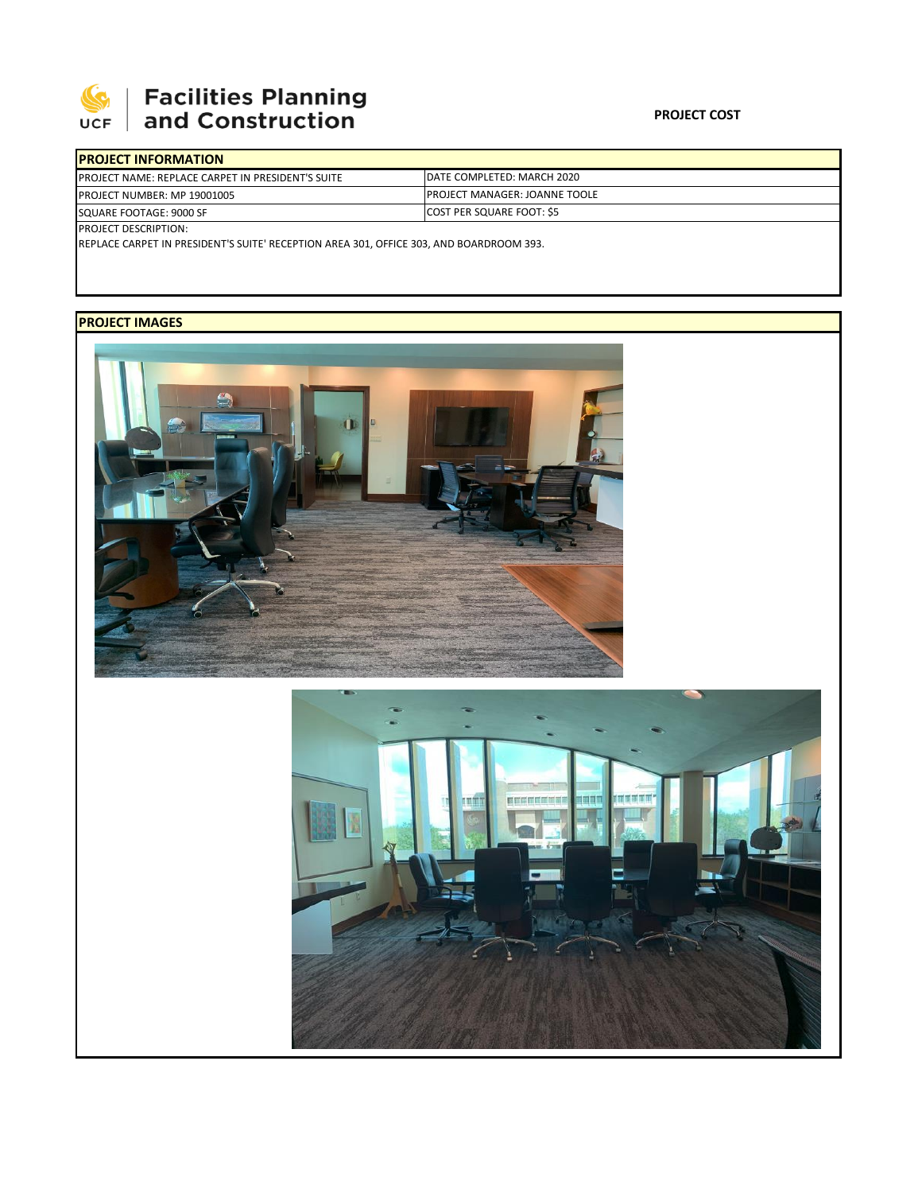Facilities Planning and Construction

**PROJECT COST**

| PROJECT INFORMATION | |
| --- | --- |
| PROJECT NAME: REPLACE CARPET IN PRESIDENT'S SUITE | DATE COMPLETED: MARCH 2020 |
| PROJECT NUMBER: MP 19001005 | PROJECT MANAGER: JOANNE TOOLE |
| SQUARE FOOTAGE: 9000 SF | COST PER SQUARE FOOT: $5 |

PROJECT DESCRIPTION:

REPLACE CARPET IN PRESIDENT'S SUITE' RECEPTION AREA 301, OFFICE 303, AND BOARDROOM 393.

**PROJECT IMAGES**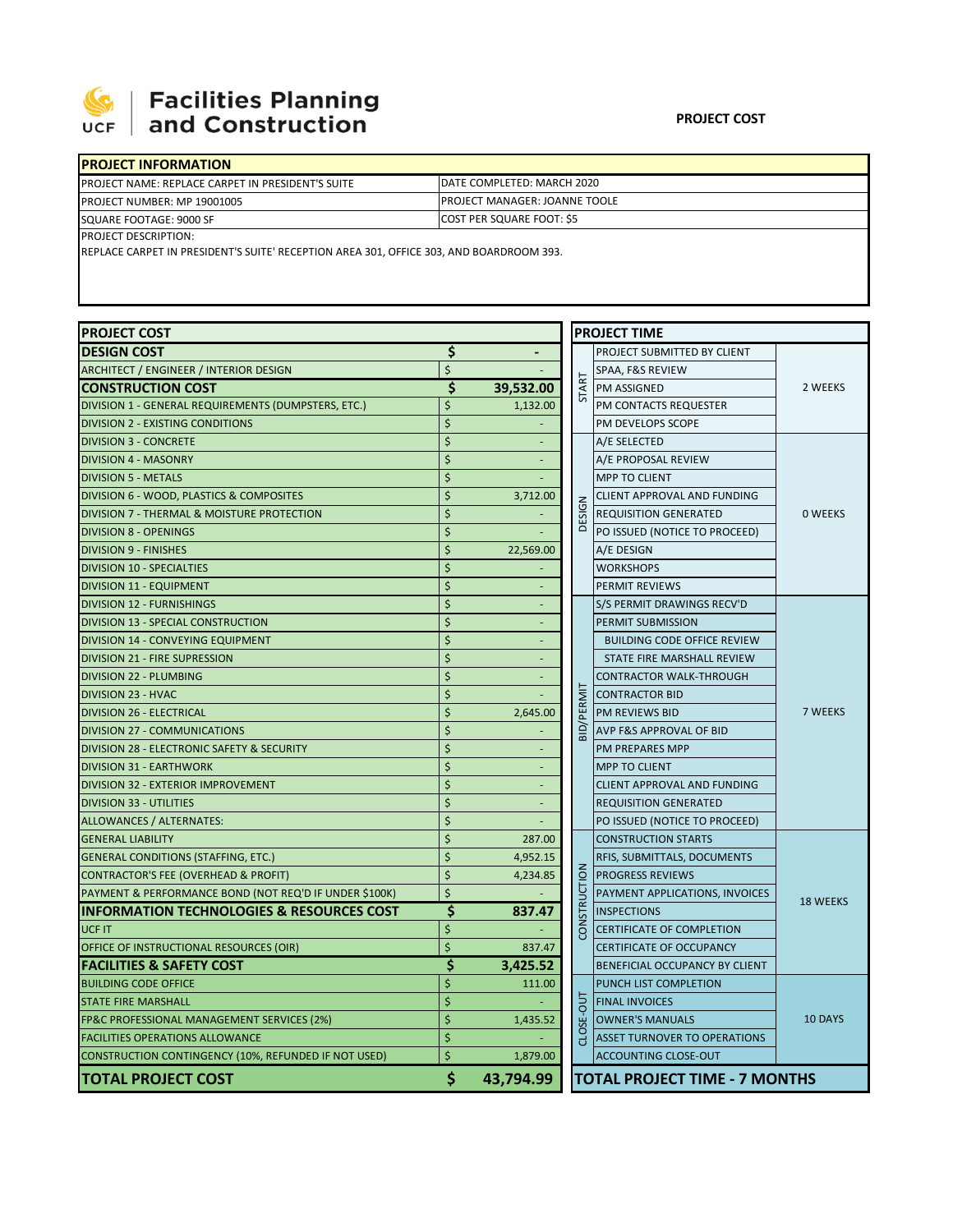**Facilities Planning and Construction**

UCF

**PROJECT COST**

| PROJECT INFORMATION | |
|---|---|
| PROJECT NAME: REPLACE CARPET IN PRESIDENT'S SUITE | DATE COMPLETED: MARCH 2020 |
| PROJECT NUMBER: MP 19001005 | PROJECT MANAGER: JOANNE TOOLE |
| SQUARE FOOTAGE: 9000 SF | COST PER SQUARE FOOT: $5 |

PROJECT DESCRIPTION:

REPLACE CARPET IN PRESIDENT'S SUITE' RECEPTION AREA 301, OFFICE 303, AND BOARDROOM 393.

| PROJECT COST | | |
|---|---|---|
| **DESIGN COST** | **$** | **-** |
| ARCHITECT / ENGINEER / INTERIOR DESIGN | $ | - |
| **CONSTRUCTION COST** | **$** | **39,532.00** |
| DIVISION 1 - GENERAL REQUIREMENTS (DUMPSTERS, ETC.) | $ | 1,132.00 |
| DIVISION 2 - EXISTING CONDITIONS | $ | - |
| DIVISION 3 - CONCRETE | $ | - |
| DIVISION 4 - MASONRY | $ | - |
| DIVISION 5 - METALS | $ | - |
| DIVISION 6 - WOOD, PLASTICS & COMPOSITES | $ | 3,712.00 |
| DIVISION 7 - THERMAL & MOISTURE PROTECTION | $ | - |
| DIVISION 8 - OPENINGS | $ | - |
| DIVISION 9 - FINISHES | $ | 22,569.00 |
| DIVISION 10 - SPECIALTIES | $ | - |
| DIVISION 11 - EQUIPMENT | $ | - |
| DIVISION 12 - FURNISHINGS | $ | - |
| DIVISION 13 - SPECIAL CONSTRUCTION | $ | - |
| DIVISION 14 - CONVEYING EQUIPMENT | $ | - |
| DIVISION 21 - FIRE SUPRESSION | $ | - |
| DIVISION 22 - PLUMBING | $ | - |
| DIVISION 23 - HVAC | $ | - |
| DIVISION 26 - ELECTRICAL | $ | 2,645.00 |
| DIVISION 27 - COMMUNICATIONS | $ | - |
| DIVISION 28 - ELECTRONIC SAFETY & SECURITY | $ | - |
| DIVISION 31 - EARTHWORK | $ | - |
| DIVISION 32 - EXTERIOR IMPROVEMENT | $ | - |
| DIVISION 33 - UTILITIES | $ | - |
| ALLOWANCES / ALTERNATES: | $ | - |
| GENERAL LIABILITY | $ | 287.00 |
| GENERAL CONDITIONS (STAFFING, ETC.) | $ | 4,952.15 |
| CONTRACTOR'S FEE (OVERHEAD & PROFIT) | $ | 4,234.85 |
| PAYMENT & PERFORMANCE BOND (NOT REQ'D IF UNDER $100K) | $ | - |
| **INFORMATION TECHNOLOGIES & RESOURCES COST** | **$** | **837.47** |
| UCF IT | $ | - |
| OFFICE OF INSTRUCTIONAL RESOURCES (OIR) | $ | 837.47 |
| **FACILITIES & SAFETY COST** | **$** | **3,425.52** |
| BUILDING CODE OFFICE | $ | 111.00 |
| STATE FIRE MARSHALL | $ | - |
| FP&C PROFESSIONAL MANAGEMENT SERVICES (2%) | $ | 1,435.52 |
| FACILITIES OPERATIONS ALLOWANCE | $ | - |
| CONSTRUCTION CONTINGENCY (10%, REFUNDED IF NOT USED) | $ | 1,879.00 |
| **TOTAL PROJECT COST** | **$** | **43,794.99** |

| PROJECT TIME | | |
|---|---|---|
| START | PROJECT SUBMITTED BY CLIENT | 2 WEEKS |
| | SPAA, F&S REVIEW | |
| | PM ASSIGNED | |
| | PM CONTACTS REQUESTER | |
| | PM DEVELOPS SCOPE | |
| DESIGN | A/E SELECTED | 0 WEEKS |
| | A/E PROPOSAL REVIEW | |
| | MPP TO CLIENT | |
| | CLIENT APPROVAL AND FUNDING | |
| | REQUISITION GENERATED | |
| | PO ISSUED (NOTICE TO PROCEED) | |
| | A/E DESIGN | |
| | WORKSHOPS | |
| | PERMIT REVIEWS | |
| BID/PERMIT | S/S PERMIT DRAWINGS RECV'D | 7 WEEKS |
| | PERMIT SUBMISSION | |
| | BUILDING CODE OFFICE REVIEW | |
| | STATE FIRE MARSHALL REVIEW | |
| | CONTRACTOR WALK-THROUGH | |
| | CONTRACTOR BID | |
| | PM REVIEWS BID | |
| | AVP F&S APPROVAL OF BID | |
| | PM PREPARES MPP | |
| | MPP TO CLIENT | |
| | CLIENT APPROVAL AND FUNDING | |
| | REQUISITION GENERATED | |
| | PO ISSUED (NOTICE TO PROCEED) | |
| CONSTRUCTION | CONSTRUCTION STARTS | 18 WEEKS |
| | RFIS, SUBMITTALS, DOCUMENTS | |
| | PROGRESS REVIEWS | |
| | PAYMENT APPLICATIONS, INVOICES | |
| | INSPECTIONS | |
| | CERTIFICATE OF COMPLETION | |
| | CERTIFICATE OF OCCUPANCY | |
| | BENEFICIAL OCCUPANCY BY CLIENT | |
| CLOSE-OUT | PUNCH LIST COMPLETION | 10 DAYS |
| | FINAL INVOICES | |
| | OWNER'S MANUALS | |
| | ASSET TURNOVER TO OPERATIONS | |
| | ACCOUNTING CLOSE-OUT | |
| **TOTAL PROJECT TIME - 7 MONTHS** | | |